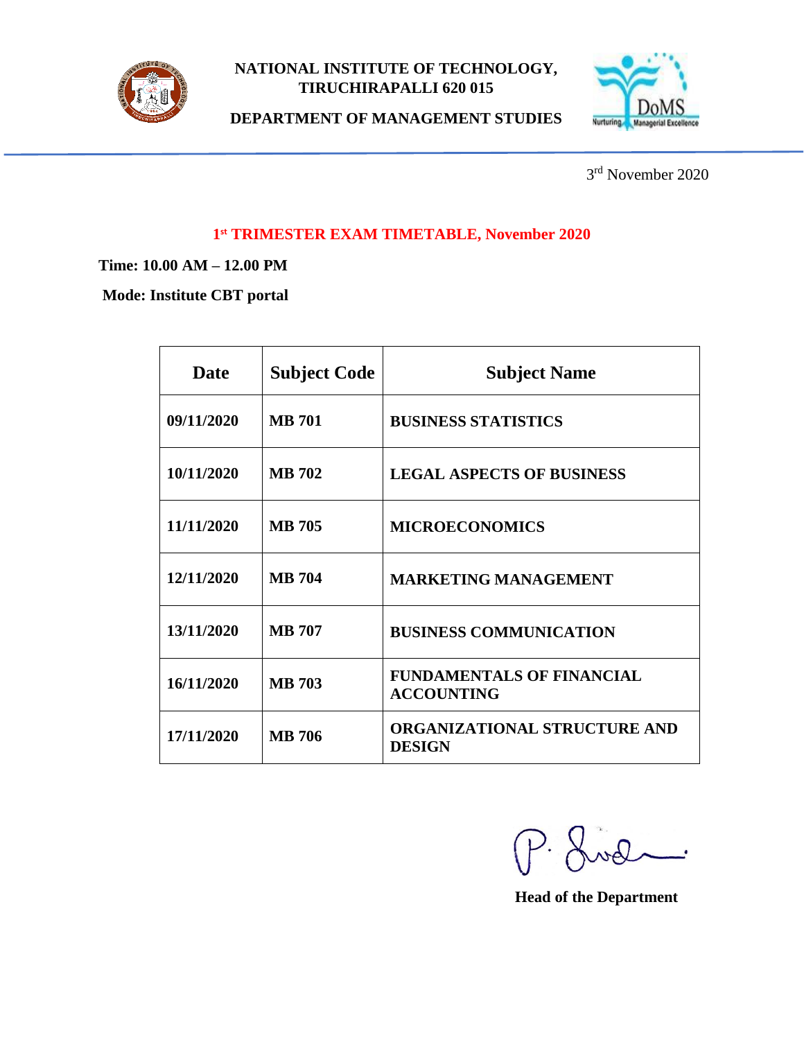**NATIONAL INSTITUTE OF TECHNOLOGY, TIRUCHIRAPALLI 620 015**

**DEPARTMENT OF MANAGEMENT STUDIES**

3rd November 2020

## 1st TRIMESTER EXAM TIMETABLE, November 2020

**Time: 10.00 AM – 12.00 PM**

**Mode: Institute CBT portal**

| Date | Subject Code | Subject Name |
|---|---|---|
| 09/11/2020 | MB 701 | BUSINESS STATISTICS |
| 10/11/2020 | MB 702 | LEGAL ASPECTS OF BUSINESS |
| 11/11/2020 | MB 705 | MICROECONOMICS |
| 12/11/2020 | MB 704 | MARKETING MANAGEMENT |
| 13/11/2020 | MB 707 | BUSINESS COMMUNICATION |
| 16/11/2020 | MB 703 | FUNDAMENTALS OF FINANCIAL ACCOUNTING |
| 17/11/2020 | MB 706 | ORGANIZATIONAL STRUCTURE AND DESIGN |

**Head of the Department**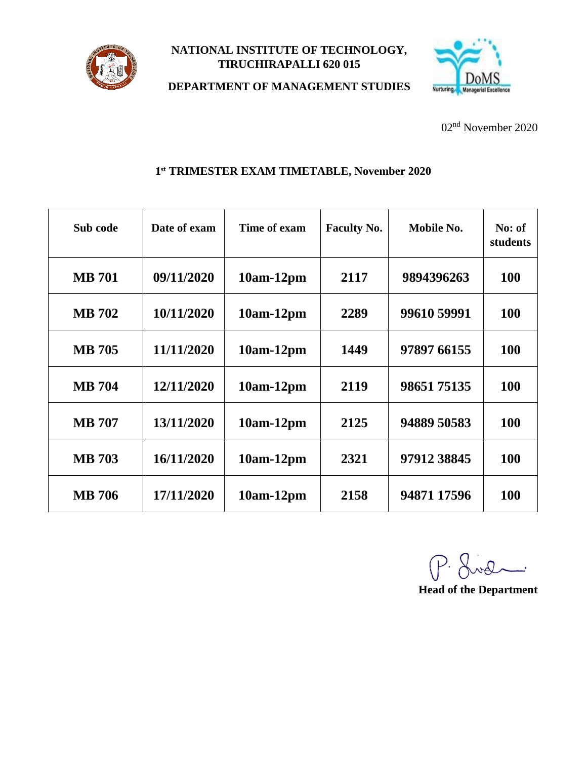**NATIONAL INSTITUTE OF TECHNOLOGY, TIRUCHIRAPALLI 620 015**

**DEPARTMENT OF MANAGEMENT STUDIES**

02nd November 2020

## 1st TRIMESTER EXAM TIMETABLE, November 2020

| Sub code | Date of exam | Time of exam | Faculty No. | Mobile No. | No: of students |
|---|---|---|---|---|---|
| MB 701 | 09/11/2020 | 10am-12pm | 2117 | 9894396263 | 100 |
| MB 702 | 10/11/2020 | 10am-12pm | 2289 | 99610 59991 | 100 |
| MB 705 | 11/11/2020 | 10am-12pm | 1449 | 97897 66155 | 100 |
| MB 704 | 12/11/2020 | 10am-12pm | 2119 | 98651 75135 | 100 |
| MB 707 | 13/11/2020 | 10am-12pm | 2125 | 94889 50583 | 100 |
| MB 703 | 16/11/2020 | 10am-12pm | 2321 | 97912 38845 | 100 |
| MB 706 | 17/11/2020 | 10am-12pm | 2158 | 94871 17596 | 100 |

**Head of the Department**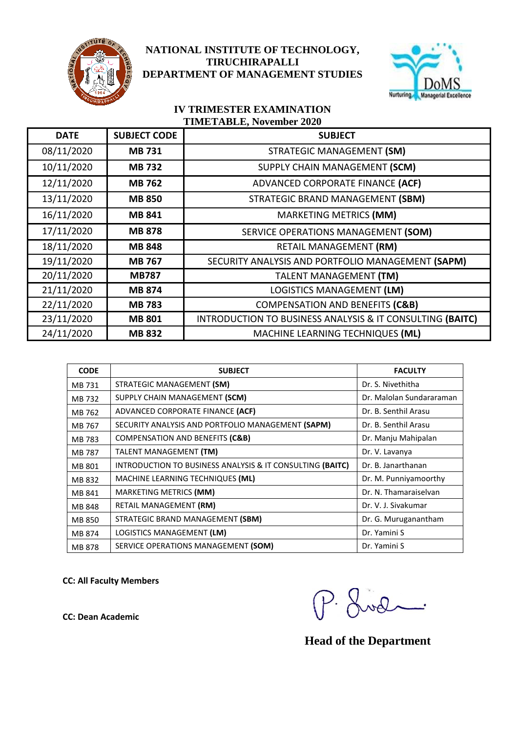**NATIONAL INSTITUTE OF TECHNOLOGY, TIRUCHIRAPALLI**
**DEPARTMENT OF MANAGEMENT STUDIES**

DoMS
Nurturing Managerial Excellence

## IV TRIMESTER EXAMINATION
## TIMETABLE, November 2020

| DATE | SUBJECT CODE | SUBJECT |
|---|---|---|
| 08/11/2020 | **MB 731** | STRATEGIC MANAGEMENT **(SM)** |
| 10/11/2020 | **MB 732** | SUPPLY CHAIN MANAGEMENT **(SCM)** |
| 12/11/2020 | **MB 762** | ADVANCED CORPORATE FINANCE **(ACF)** |
| 13/11/2020 | **MB 850** | STRATEGIC BRAND MANAGEMENT **(SBM)** |
| 16/11/2020 | **MB 841** | MARKETING METRICS **(MM)** |
| 17/11/2020 | **MB 878** | SERVICE OPERATIONS MANAGEMENT **(SOM)** |
| 18/11/2020 | **MB 848** | RETAIL MANAGEMENT **(RM)** |
| 19/11/2020 | **MB 767** | SECURITY ANALYSIS AND PORTFOLIO MANAGEMENT **(SAPM)** |
| 20/11/2020 | **MB787** | TALENT MANAGEMENT **(TM)** |
| 21/11/2020 | **MB 874** | LOGISTICS MANAGEMENT **(LM)** |
| 22/11/2020 | **MB 783** | COMPENSATION AND BENEFITS **(C&B)** |
| 23/11/2020 | **MB 801** | INTRODUCTION TO BUSINESS ANALYSIS & IT CONSULTING **(BAITC)** |
| 24/11/2020 | **MB 832** | MACHINE LEARNING TECHNIQUES **(ML)** |

| CODE | SUBJECT | FACULTY |
|---|---|---|
| MB 731 | STRATEGIC MANAGEMENT **(SM)** | Dr. S. Nivethitha |
| MB 732 | SUPPLY CHAIN MANAGEMENT **(SCM)** | Dr. Malolan Sundararaman |
| MB 762 | ADVANCED CORPORATE FINANCE **(ACF)** | Dr. B. Senthil Arasu |
| MB 767 | SECURITY ANALYSIS AND PORTFOLIO MANAGEMENT **(SAPM)** | Dr. B. Senthil Arasu |
| MB 783 | COMPENSATION AND BENEFITS **(C&B)** | Dr. Manju Mahipalan |
| MB 787 | TALENT MANAGEMENT **(TM)** | Dr. V. Lavanya |
| MB 801 | INTRODUCTION TO BUSINESS ANALYSIS & IT CONSULTING **(BAITC)** | Dr. B. Janarthanan |
| MB 832 | MACHINE LEARNING TECHNIQUES **(ML)** | Dr. M. Punniyamoorthy |
| MB 841 | MARKETING METRICS **(MM)** | Dr. N. Thamaraiselvan |
| MB 848 | RETAIL MANAGEMENT **(RM)** | Dr. V. J. Sivakumar |
| MB 850 | STRATEGIC BRAND MANAGEMENT **(SBM)** | Dr. G. Muruganantham |
| MB 874 | LOGISTICS MANAGEMENT **(LM)** | Dr. Yamini S |
| MB 878 | SERVICE OPERATIONS MANAGEMENT **(SOM)** | Dr. Yamini S |

**CC: All Faculty Members**

**CC: Dean Academic**

**Head of the Department**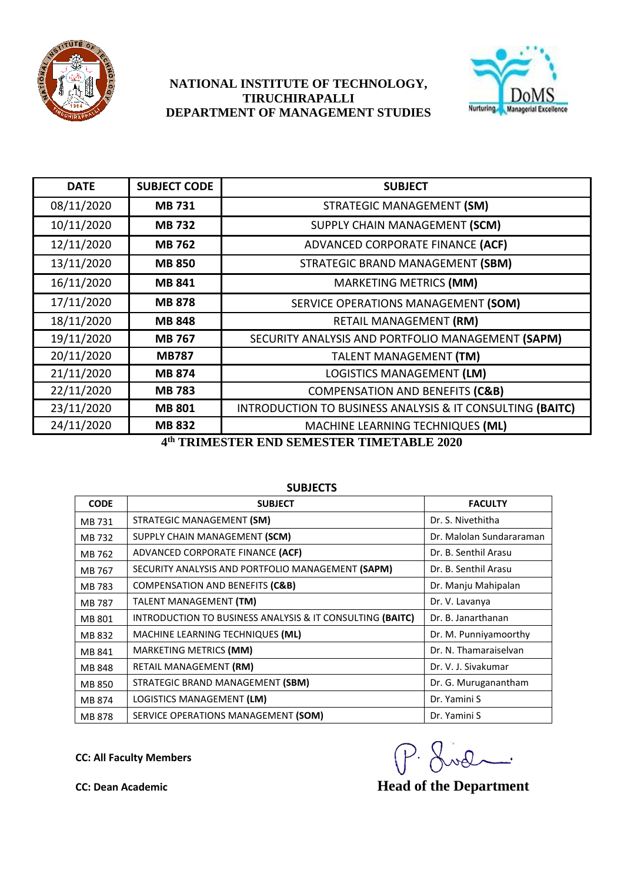**NATIONAL INSTITUTE OF TECHNOLOGY, TIRUCHIRAPPALLI**
**DEPARTMENT OF MANAGEMENT STUDIES**

| DATE | SUBJECT CODE | SUBJECT |
|---|---|---|
| 08/11/2020 | **MB 731** | STRATEGIC MANAGEMENT **(SM)** |
| 10/11/2020 | **MB 732** | SUPPLY CHAIN MANAGEMENT **(SCM)** |
| 12/11/2020 | **MB 762** | ADVANCED CORPORATE FINANCE **(ACF)** |
| 13/11/2020 | **MB 850** | STRATEGIC BRAND MANAGEMENT **(SBM)** |
| 16/11/2020 | **MB 841** | MARKETING METRICS **(MM)** |
| 17/11/2020 | **MB 878** | SERVICE OPERATIONS MANAGEMENT **(SOM)** |
| 18/11/2020 | **MB 848** | RETAIL MANAGEMENT **(RM)** |
| 19/11/2020 | **MB 767** | SECURITY ANALYSIS AND PORTFOLIO MANAGEMENT **(SAPM)** |
| 20/11/2020 | **MB787** | TALENT MANAGEMENT **(TM)** |
| 21/11/2020 | **MB 874** | LOGISTICS MANAGEMENT **(LM)** |
| 22/11/2020 | **MB 783** | COMPENSATION AND BENEFITS **(C&B)** |
| 23/11/2020 | **MB 801** | INTRODUCTION TO BUSINESS ANALYSIS & IT CONSULTING **(BAITC)** |
| 24/11/2020 | **MB 832** | MACHINE LEARNING TECHNIQUES **(ML)** |

**4th TRIMESTER END SEMESTER TIMETABLE 2020**

**SUBJECTS**

| CODE | SUBJECT | FACULTY |
|---|---|---|
| MB 731 | STRATEGIC MANAGEMENT **(SM)** | Dr. S. Nivethitha |
| MB 732 | SUPPLY CHAIN MANAGEMENT **(SCM)** | Dr. Malolan Sundararaman |
| MB 762 | ADVANCED CORPORATE FINANCE **(ACF)** | Dr. B. Senthil Arasu |
| MB 767 | SECURITY ANALYSIS AND PORTFOLIO MANAGEMENT **(SAPM)** | Dr. B. Senthil Arasu |
| MB 783 | COMPENSATION AND BENEFITS **(C&B)** | Dr. Manju Mahipalan |
| MB 787 | TALENT MANAGEMENT **(TM)** | Dr. V. Lavanya |
| MB 801 | INTRODUCTION TO BUSINESS ANALYSIS & IT CONSULTING **(BAITC)** | Dr. B. Janarthanan |
| MB 832 | MACHINE LEARNING TECHNIQUES **(ML)** | Dr. M. Punniyamoorthy |
| MB 841 | MARKETING METRICS **(MM)** | Dr. N. Thamaraiselvan |
| MB 848 | RETAIL MANAGEMENT **(RM)** | Dr. V. J. Sivakumar |
| MB 850 | STRATEGIC BRAND MANAGEMENT **(SBM)** | Dr. G. Muruganantham |
| MB 874 | LOGISTICS MANAGEMENT **(LM)** | Dr. Yamini S |
| MB 878 | SERVICE OPERATIONS MANAGEMENT **(SOM)** | Dr. Yamini S |

**CC: All Faculty Members**

**CC: Dean Academic**

**Head of the Department**